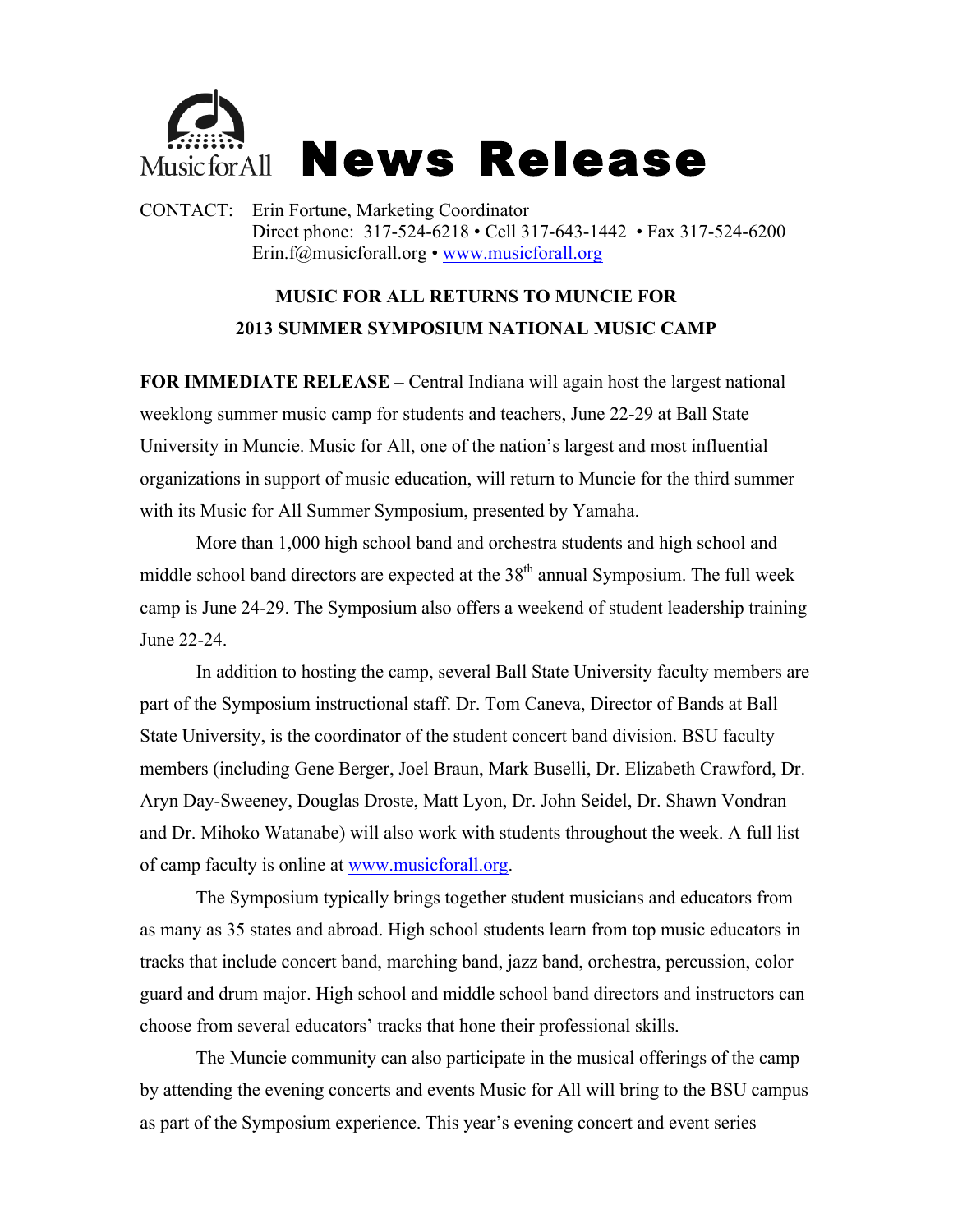Music for All **News Release**

CONTACT: Erin Fortune, Marketing Coordinator
Direct phone: 317-524-6218 • Cell 317-643-1442 • Fax 317-524-6200
Erin.f@musicforall.org • www.musicforall.org

**MUSIC FOR ALL RETURNS TO MUNCIE FOR**
**2013 SUMMER SYMPOSIUM NATIONAL MUSIC CAMP**

**FOR IMMEDIATE RELEASE** – Central Indiana will again host the largest national weeklong summer music camp for students and teachers, June 22-29 at Ball State University in Muncie. Music for All, one of the nation's largest and most influential organizations in support of music education, will return to Muncie for the third summer with its Music for All Summer Symposium, presented by Yamaha.

More than 1,000 high school band and orchestra students and high school and middle school band directors are expected at the 38th annual Symposium. The full week camp is June 24-29. The Symposium also offers a weekend of student leadership training June 22-24.

In addition to hosting the camp, several Ball State University faculty members are part of the Symposium instructional staff. Dr. Tom Caneva, Director of Bands at Ball State University, is the coordinator of the student concert band division. BSU faculty members (including Gene Berger, Joel Braun, Mark Buselli, Dr. Elizabeth Crawford, Dr. Aryn Day-Sweeney, Douglas Droste, Matt Lyon, Dr. John Seidel, Dr. Shawn Vondran and Dr. Mihoko Watanabe) will also work with students throughout the week. A full list of camp faculty is online at www.musicforall.org.

The Symposium typically brings together student musicians and educators from as many as 35 states and abroad. High school students learn from top music educators in tracks that include concert band, marching band, jazz band, orchestra, percussion, color guard and drum major. High school and middle school band directors and instructors can choose from several educators' tracks that hone their professional skills.

The Muncie community can also participate in the musical offerings of the camp by attending the evening concerts and events Music for All will bring to the BSU campus as part of the Symposium experience. This year's evening concert and event series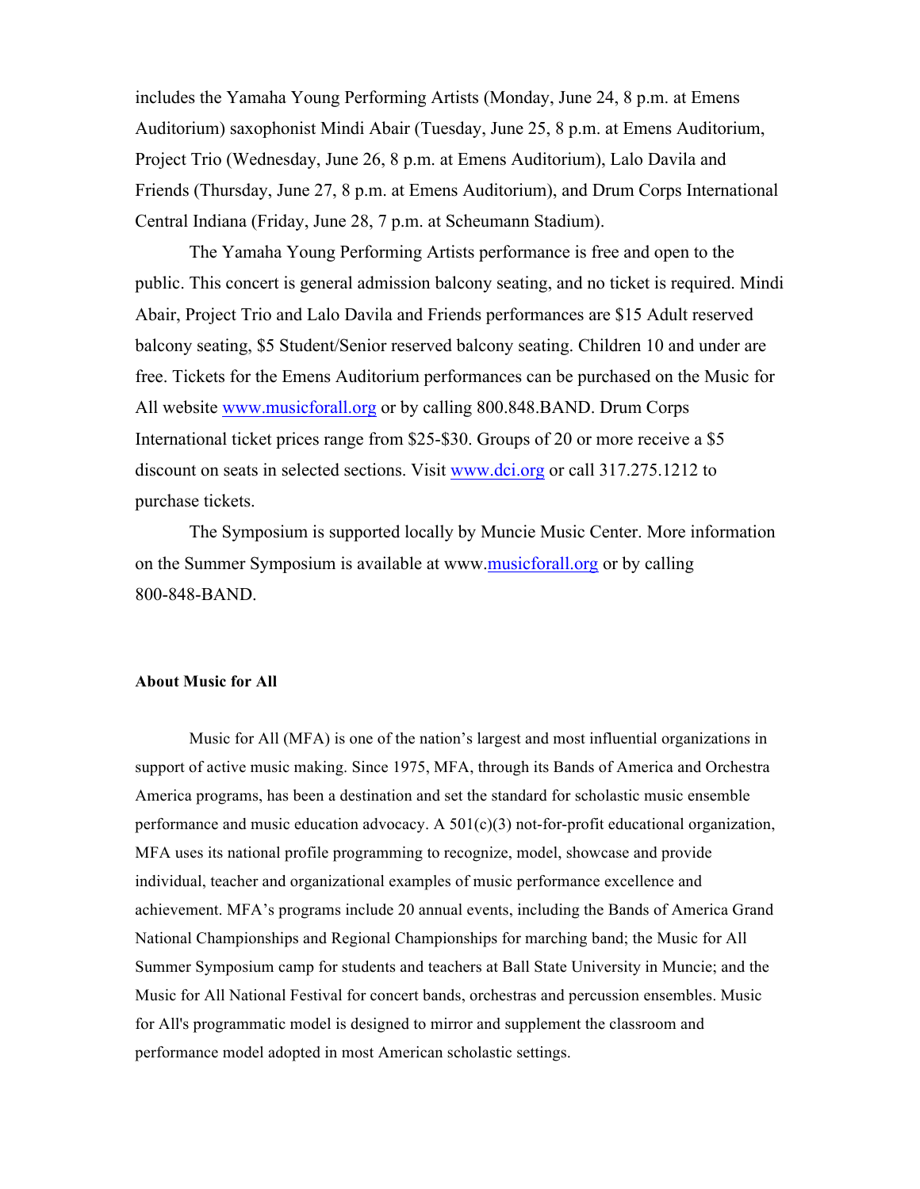includes the Yamaha Young Performing Artists (Monday, June 24, 8 p.m. at Emens Auditorium) saxophonist Mindi Abair (Tuesday, June 25, 8 p.m. at Emens Auditorium, Project Trio (Wednesday, June 26, 8 p.m. at Emens Auditorium), Lalo Davila and Friends (Thursday, June 27, 8 p.m. at Emens Auditorium), and Drum Corps International Central Indiana (Friday, June 28, 7 p.m. at Scheumann Stadium).

The Yamaha Young Performing Artists performance is free and open to the public. This concert is general admission balcony seating, and no ticket is required. Mindi Abair, Project Trio and Lalo Davila and Friends performances are $15 Adult reserved balcony seating, $5 Student/Senior reserved balcony seating. Children 10 and under are free. Tickets for the Emens Auditorium performances can be purchased on the Music for All website www.musicforall.org or by calling 800.848.BAND. Drum Corps International ticket prices range from $25-$30. Groups of 20 or more receive a $5 discount on seats in selected sections. Visit www.dci.org or call 317.275.1212 to purchase tickets.

The Symposium is supported locally by Muncie Music Center. More information on the Summer Symposium is available at www.musicforall.org or by calling 800-848-BAND.

**About Music for All**

Music for All (MFA) is one of the nation's largest and most influential organizations in support of active music making. Since 1975, MFA, through its Bands of America and Orchestra America programs, has been a destination and set the standard for scholastic music ensemble performance and music education advocacy. A 501(c)(3) not-for-profit educational organization, MFA uses its national profile programming to recognize, model, showcase and provide individual, teacher and organizational examples of music performance excellence and achievement. MFA's programs include 20 annual events, including the Bands of America Grand National Championships and Regional Championships for marching band; the Music for All Summer Symposium camp for students and teachers at Ball State University in Muncie; and the Music for All National Festival for concert bands, orchestras and percussion ensembles. Music for All's programmatic model is designed to mirror and supplement the classroom and performance model adopted in most American scholastic settings.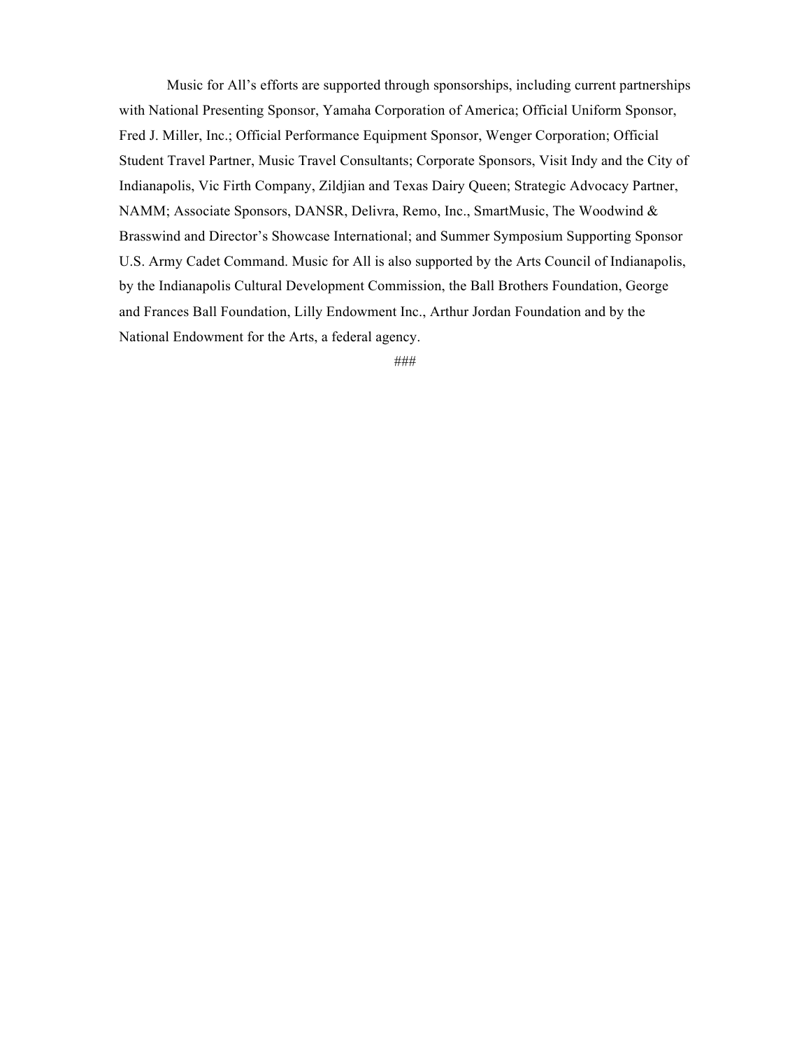Music for All's efforts are supported through sponsorships, including current partnerships with National Presenting Sponsor, Yamaha Corporation of America; Official Uniform Sponsor, Fred J. Miller, Inc.; Official Performance Equipment Sponsor, Wenger Corporation; Official Student Travel Partner, Music Travel Consultants; Corporate Sponsors, Visit Indy and the City of Indianapolis, Vic Firth Company, Zildjian and Texas Dairy Queen; Strategic Advocacy Partner, NAMM; Associate Sponsors, DANSR, Delivra, Remo, Inc., SmartMusic, The Woodwind & Brasswind and Director's Showcase International; and Summer Symposium Supporting Sponsor U.S. Army Cadet Command. Music for All is also supported by the Arts Council of Indianapolis, by the Indianapolis Cultural Development Commission, the Ball Brothers Foundation, George and Frances Ball Foundation, Lilly Endowment Inc., Arthur Jordan Foundation and by the National Endowment for the Arts, a federal agency.

###